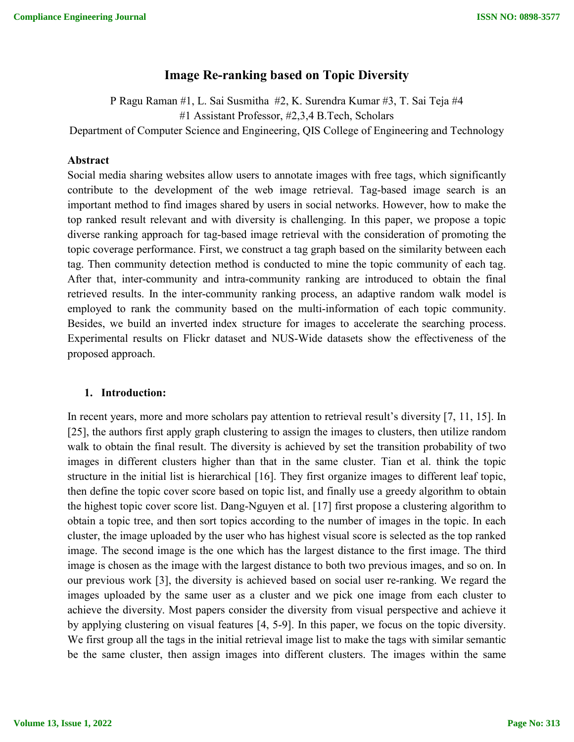# Image Re-ranking based on Topic Diversity

P Ragu Raman #1, L. Sai Susmitha #2, K. Surendra Kumar #3, T. Sai Teja #4

#1 Assistant Professor, #2,3,4 B.Tech, Scholars

Department of Computer Science and Engineering, QIS College of Engineering and Technology

## Abstract

Social media sharing websites allow users to annotate images with free tags, which significantly contribute to the development of the web image retrieval. Tag-based image search is an important method to find images shared by users in social networks. However, how to make the top ranked result relevant and with diversity is challenging. In this paper, we propose a topic diverse ranking approach for tag-based image retrieval with the consideration of promoting the topic coverage performance. First, we construct a tag graph based on the similarity between each tag. Then community detection method is conducted to mine the topic community of each tag. After that, inter-community and intra-community ranking are introduced to obtain the final retrieved results. In the inter-community ranking process, an adaptive random walk model is employed to rank the community based on the multi-information of each topic community. Besides, we build an inverted index structure for images to accelerate the searching process. Experimental results on Flickr dataset and NUS-Wide datasets show the effectiveness of the proposed approach.

## 1. Introduction:

In recent years, more and more scholars pay attention to retrieval result's diversity [7, 11, 15]. In [25], the authors first apply graph clustering to assign the images to clusters, then utilize random walk to obtain the final result. The diversity is achieved by set the transition probability of two images in different clusters higher than that in the same cluster. Tian et al. think the topic structure in the initial list is hierarchical [16]. They first organize images to different leaf topic, then define the topic cover score based on topic list, and finally use a greedy algorithm to obtain the highest topic cover score list. Dang-Nguyen et al. [17] first propose a clustering algorithm to obtain a topic tree, and then sort topics according to the number of images in the topic. In each cluster, the image uploaded by the user who has highest visual score is selected as the top ranked image. The second image is the one which has the largest distance to the first image. The third image is chosen as the image with the largest distance to both two previous images, and so on. In our previous work [3], the diversity is achieved based on social user re-ranking. We regard the images uploaded by the same user as a cluster and we pick one image from each cluster to achieve the diversity. Most papers consider the diversity from visual perspective and achieve it by applying clustering on visual features [4, 5-9]. In this paper, we focus on the topic diversity. We first group all the tags in the initial retrieval image list to make the tags with similar semantic be the same cluster, then assign images into different clusters. The images within the same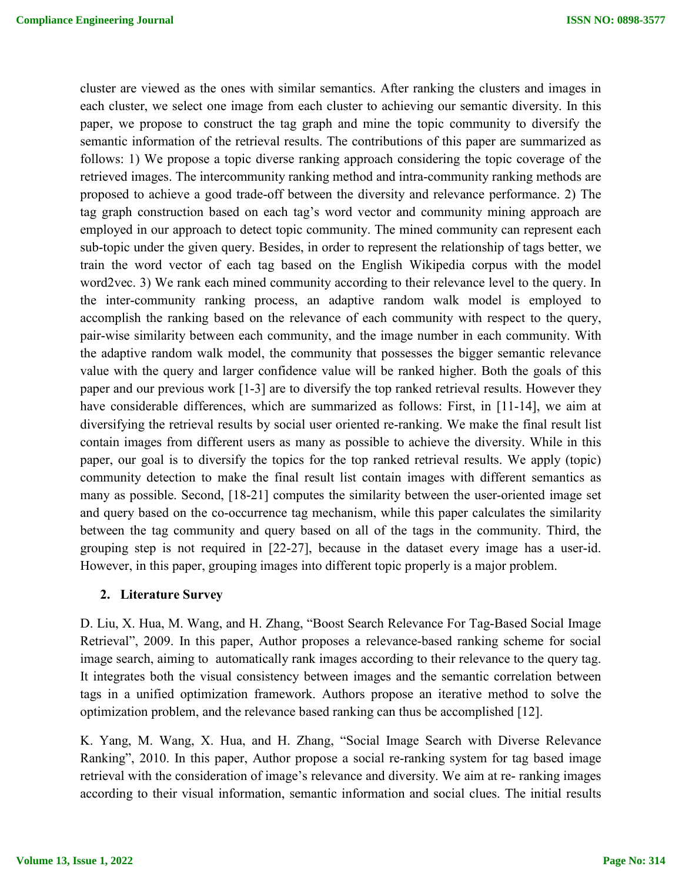cluster are viewed as the ones with similar semantics. After ranking the clusters and images in each cluster, we select one image from each cluster to achieving our semantic diversity. In this paper, we propose to construct the tag graph and mine the topic community to diversify the semantic information of the retrieval results. The contributions of this paper are summarized as follows: 1) We propose a topic diverse ranking approach considering the topic coverage of the retrieved images. The intercommunity ranking method and intra-community ranking methods are proposed to achieve a good trade-off between the diversity and relevance performance. 2) The tag graph construction based on each tag's word vector and community mining approach are employed in our approach to detect topic community. The mined community can represent each sub-topic under the given query. Besides, in order to represent the relationship of tags better, we train the word vector of each tag based on the English Wikipedia corpus with the model word2vec. 3) We rank each mined community according to their relevance level to the query. In the inter-community ranking process, an adaptive random walk model is employed to accomplish the ranking based on the relevance of each community with respect to the query, pair-wise similarity between each community, and the image number in each community. With the adaptive random walk model, the community that possesses the bigger semantic relevance value with the query and larger confidence value will be ranked higher. Both the goals of this paper and our previous work [1-3] are to diversify the top ranked retrieval results. However they have considerable differences, which are summarized as follows: First, in [11-14], we aim at diversifying the retrieval results by social user oriented re-ranking. We make the final result list contain images from different users as many as possible to achieve the diversity. While in this paper, our goal is to diversify the topics for the top ranked retrieval results. We apply (topic) community detection to make the final result list contain images with different semantics as many as possible. Second, [18-21] computes the similarity between the user-oriented image set and query based on the co-occurrence tag mechanism, while this paper calculates the similarity between the tag community and query based on all of the tags in the community. Third, the grouping step is not required in [22-27], because in the dataset every image has a user-id. However, in this paper, grouping images into different topic properly is a major problem.

## 2. Literature Survey

D. Liu, X. Hua, M. Wang, and H. Zhang, "Boost Search Relevance For Tag-Based Social Image Retrieval", 2009. In this paper, Author proposes a relevance-based ranking scheme for social image search, aiming to automatically rank images according to their relevance to the query tag. It integrates both the visual consistency between images and the semantic correlation between tags in a unified optimization framework. Authors propose an iterative method to solve the optimization problem, and the relevance based ranking can thus be accomplished [12].

K. Yang, M. Wang, X. Hua, and H. Zhang, "Social Image Search with Diverse Relevance Ranking", 2010. In this paper, Author propose a social re-ranking system for tag based image retrieval with the consideration of image's relevance and diversity. We aim at re- ranking images according to their visual information, semantic information and social clues. The initial results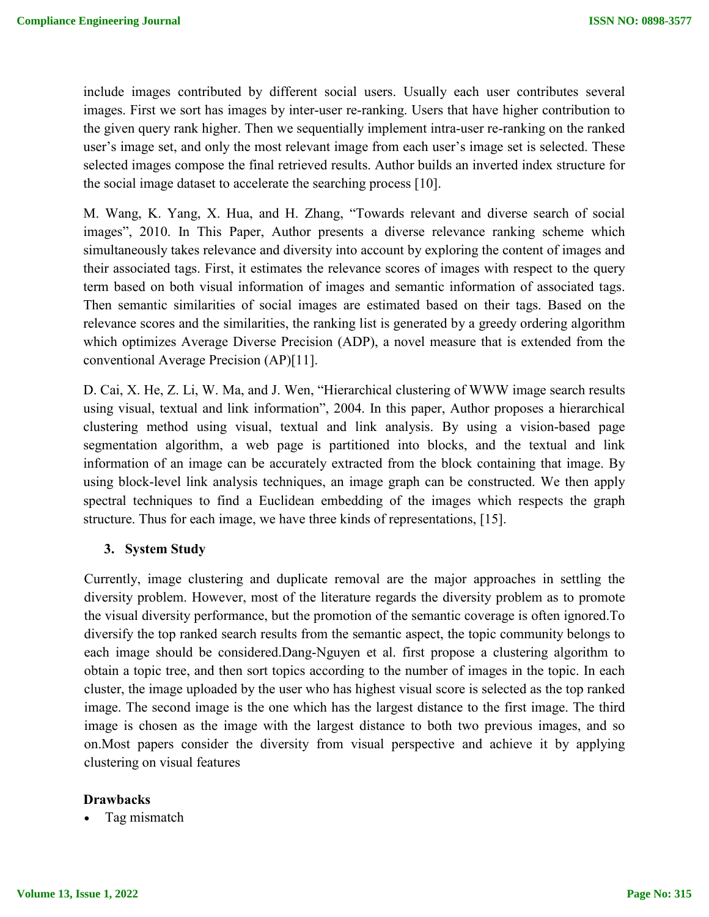include images contributed by different social users. Usually each user contributes several images. First we sort has images by inter-user re-ranking. Users that have higher contribution to the given query rank higher. Then we sequentially implement intra-user re-ranking on the ranked user's image set, and only the most relevant image from each user's image set is selected. These selected images compose the final retrieved results. Author builds an inverted index structure for the social image dataset to accelerate the searching process [10].

M. Wang, K. Yang, X. Hua, and H. Zhang, "Towards relevant and diverse search of social images", 2010. In This Paper, Author presents a diverse relevance ranking scheme which simultaneously takes relevance and diversity into account by exploring the content of images and their associated tags. First, it estimates the relevance scores of images with respect to the query term based on both visual information of images and semantic information of associated tags. Then semantic similarities of social images are estimated based on their tags. Based on the relevance scores and the similarities, the ranking list is generated by a greedy ordering algorithm which optimizes Average Diverse Precision (ADP), a novel measure that is extended from the conventional Average Precision (AP)[11].

D. Cai, X. He, Z. Li, W. Ma, and J. Wen, "Hierarchical clustering of WWW image search results using visual, textual and link information", 2004. In this paper, Author proposes a hierarchical clustering method using visual, textual and link analysis. By using a vision-based page segmentation algorithm, a web page is partitioned into blocks, and the textual and link information of an image can be accurately extracted from the block containing that image. By using block-level link analysis techniques, an image graph can be constructed. We then apply spectral techniques to find a Euclidean embedding of the images which respects the graph structure. Thus for each image, we have three kinds of representations, [15].

## 3. System Study

Currently, image clustering and duplicate removal are the major approaches in settling the diversity problem. However, most of the literature regards the diversity problem as to promote the visual diversity performance, but the promotion of the semantic coverage is often ignored.To diversify the top ranked search results from the semantic aspect, the topic community belongs to each image should be considered.Dang-Nguyen et al. first propose a clustering algorithm to obtain a topic tree, and then sort topics according to the number of images in the topic. In each cluster, the image uploaded by the user who has highest visual score is selected as the top ranked image. The second image is the one which has the largest distance to the first image. The third image is chosen as the image with the largest distance to both two previous images, and so on.Most papers consider the diversity from visual perspective and achieve it by applying clustering on visual features

**Drawbacks**

- Tag mismatch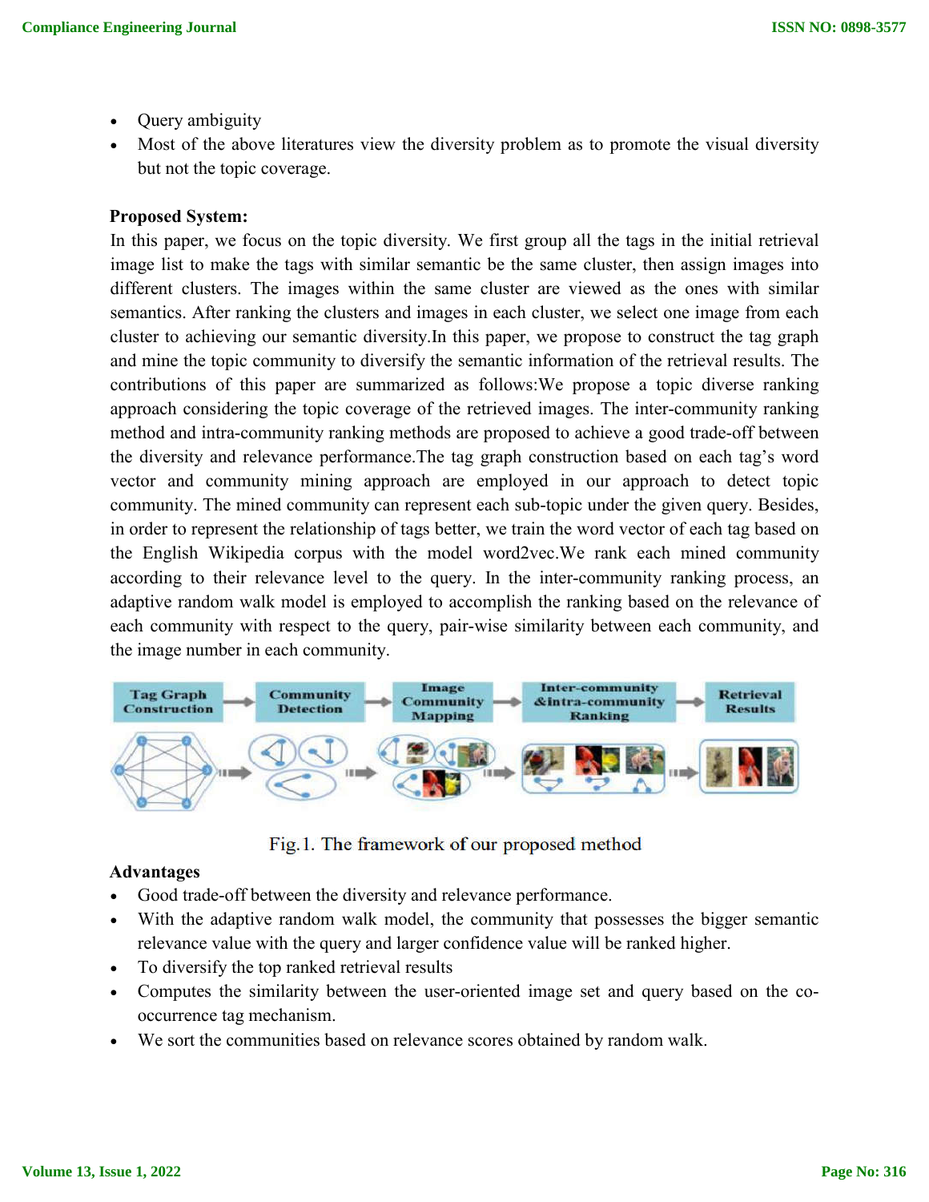- Query ambiguity
- Most of the above literatures view the diversity problem as to promote the visual diversity but not the topic coverage.

**Proposed System:**

In this paper, we focus on the topic diversity. We first group all the tags in the initial retrieval image list to make the tags with similar semantic be the same cluster, then assign images into different clusters. The images within the same cluster are viewed as the ones with similar semantics. After ranking the clusters and images in each cluster, we select one image from each cluster to achieving our semantic diversity.In this paper, we propose to construct the tag graph and mine the topic community to diversify the semantic information of the retrieval results. The contributions of this paper are summarized as follows:We propose a topic diverse ranking approach considering the topic coverage of the retrieved images. The inter-community ranking method and intra-community ranking methods are proposed to achieve a good trade-off between the diversity and relevance performance.The tag graph construction based on each tag's word vector and community mining approach are employed in our approach to detect topic community. The mined community can represent each sub-topic under the given query. Besides, in order to represent the relationship of tags better, we train the word vector of each tag based on the English Wikipedia corpus with the model word2vec.We rank each mined community according to their relevance level to the query. In the inter-community ranking process, an adaptive random walk model is employed to accomplish the ranking based on the relevance of each community with respect to the query, pair-wise similarity between each community, and the image number in each community.

Fig.1. The framework of our proposed method

**Advantages**

- Good trade-off between the diversity and relevance performance.
- With the adaptive random walk model, the community that possesses the bigger semantic relevance value with the query and larger confidence value will be ranked higher.
- To diversify the top ranked retrieval results
- Computes the similarity between the user-oriented image set and query based on the co-occurrence tag mechanism.
- We sort the communities based on relevance scores obtained by random walk.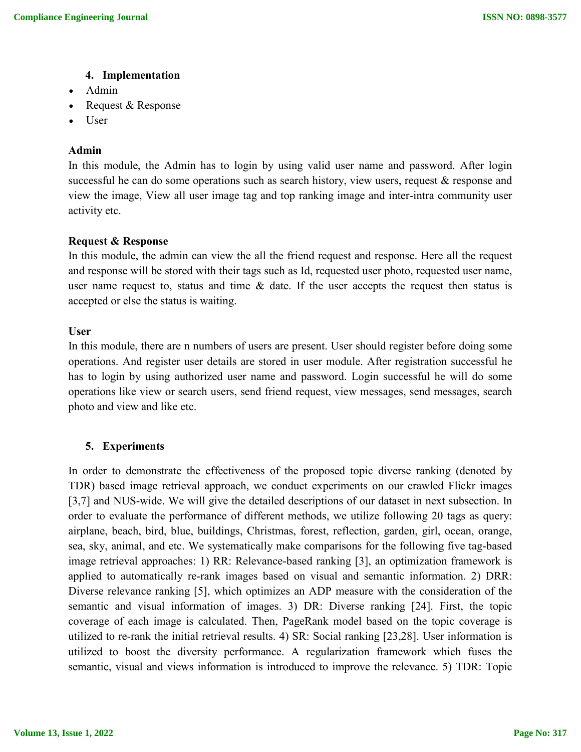## 4. Implementation

- Admin
- Request & Response
- User

**Admin**

In this module, the Admin has to login by using valid user name and password. After login successful he can do some operations such as search history, view users, request & response and view the image, View all user image tag and top ranking image and inter-intra community user activity etc.

**Request & Response**

In this module, the admin can view the all the friend request and response. Here all the request and response will be stored with their tags such as Id, requested user photo, requested user name, user name request to, status and time & date. If the user accepts the request then status is accepted or else the status is waiting.

**User**

In this module, there are n numbers of users are present. User should register before doing some operations. And register user details are stored in user module. After registration successful he has to login by using authorized user name and password. Login successful he will do some operations like view or search users, send friend request, view messages, send messages, search photo and view and like etc.

## 5. Experiments

In order to demonstrate the effectiveness of the proposed topic diverse ranking (denoted by TDR) based image retrieval approach, we conduct experiments on our crawled Flickr images [3,7] and NUS-wide. We will give the detailed descriptions of our dataset in next subsection. In order to evaluate the performance of different methods, we utilize following 20 tags as query: airplane, beach, bird, blue, buildings, Christmas, forest, reflection, garden, girl, ocean, orange, sea, sky, animal, and etc. We systematically make comparisons for the following five tag-based image retrieval approaches: 1) RR: Relevance-based ranking [3], an optimization framework is applied to automatically re-rank images based on visual and semantic information. 2) DRR: Diverse relevance ranking [5], which optimizes an ADP measure with the consideration of the semantic and visual information of images. 3) DR: Diverse ranking [24]. First, the topic coverage of each image is calculated. Then, PageRank model based on the topic coverage is utilized to re-rank the initial retrieval results. 4) SR: Social ranking [23,28]. User information is utilized to boost the diversity performance. A regularization framework which fuses the semantic, visual and views information is introduced to improve the relevance. 5) TDR: Topic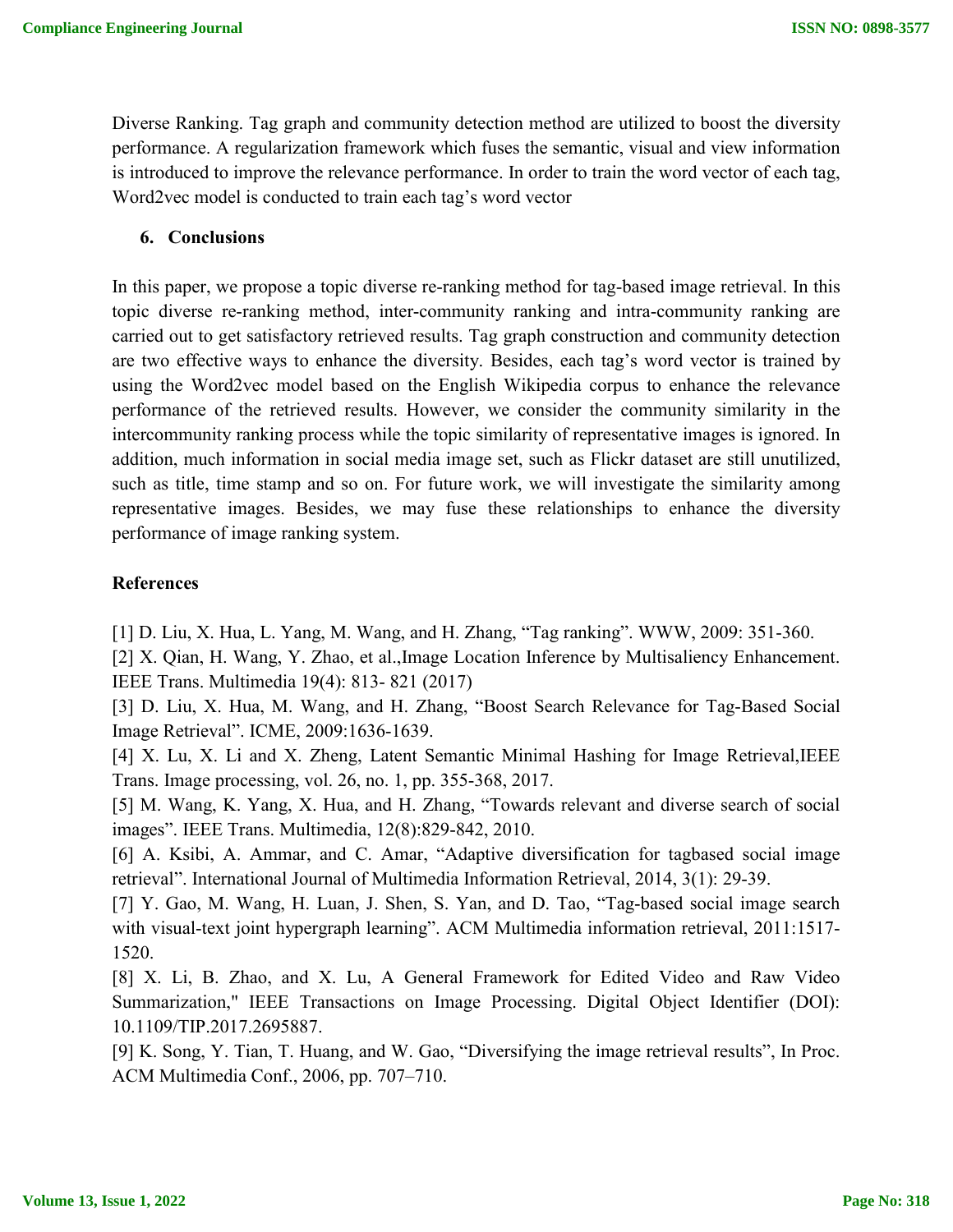Diverse Ranking. Tag graph and community detection method are utilized to boost the diversity performance. A regularization framework which fuses the semantic, visual and view information is introduced to improve the relevance performance. In order to train the word vector of each tag, Word2vec model is conducted to train each tag's word vector

## 6. Conclusions

In this paper, we propose a topic diverse re-ranking method for tag-based image retrieval. In this topic diverse re-ranking method, inter-community ranking and intra-community ranking are carried out to get satisfactory retrieved results. Tag graph construction and community detection are two effective ways to enhance the diversity. Besides, each tag's word vector is trained by using the Word2vec model based on the English Wikipedia corpus to enhance the relevance performance of the retrieved results. However, we consider the community similarity in the intercommunity ranking process while the topic similarity of representative images is ignored. In addition, much information in social media image set, such as Flickr dataset are still unutilized, such as title, time stamp and so on. For future work, we will investigate the similarity among representative images. Besides, we may fuse these relationships to enhance the diversity performance of image ranking system.

## References

[1] D. Liu, X. Hua, L. Yang, M. Wang, and H. Zhang, "Tag ranking". WWW, 2009: 351-360.

[2] X. Qian, H. Wang, Y. Zhao, et al.,Image Location Inference by Multisaliency Enhancement. IEEE Trans. Multimedia 19(4): 813- 821 (2017)

[3] D. Liu, X. Hua, M. Wang, and H. Zhang, "Boost Search Relevance for Tag-Based Social Image Retrieval". ICME, 2009:1636-1639.

[4] X. Lu, X. Li and X. Zheng, Latent Semantic Minimal Hashing for Image Retrieval,IEEE Trans. Image processing, vol. 26, no. 1, pp. 355-368, 2017.

[5] M. Wang, K. Yang, X. Hua, and H. Zhang, "Towards relevant and diverse search of social images". IEEE Trans. Multimedia, 12(8):829-842, 2010.

[6] A. Ksibi, A. Ammar, and C. Amar, "Adaptive diversification for tagbased social image retrieval". International Journal of Multimedia Information Retrieval, 2014, 3(1): 29-39.

[7] Y. Gao, M. Wang, H. Luan, J. Shen, S. Yan, and D. Tao, "Tag-based social image search with visual-text joint hypergraph learning". ACM Multimedia information retrieval, 2011:1517-1520.

[8] X. Li, B. Zhao, and X. Lu, A General Framework for Edited Video and Raw Video Summarization," IEEE Transactions on Image Processing. Digital Object Identifier (DOI): 10.1109/TIP.2017.2695887.

[9] K. Song, Y. Tian, T. Huang, and W. Gao, "Diversifying the image retrieval results", In Proc. ACM Multimedia Conf., 2006, pp. 707–710.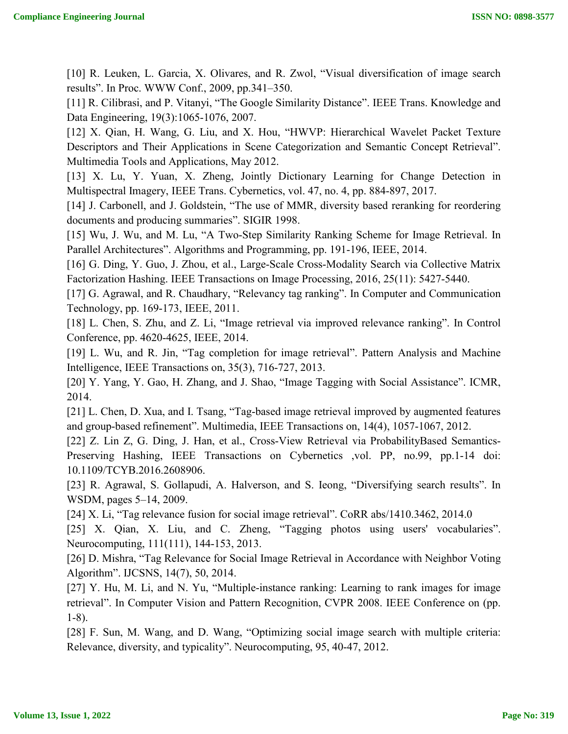[10] R. Leuken, L. Garcia, X. Olivares, and R. Zwol, "Visual diversification of image search results". In Proc. WWW Conf., 2009, pp.341–350.

[11] R. Cilibrasi, and P. Vitanyi, "The Google Similarity Distance". IEEE Trans. Knowledge and Data Engineering, 19(3):1065-1076, 2007.

[12] X. Qian, H. Wang, G. Liu, and X. Hou, "HWVP: Hierarchical Wavelet Packet Texture Descriptors and Their Applications in Scene Categorization and Semantic Concept Retrieval". Multimedia Tools and Applications, May 2012.

[13] X. Lu, Y. Yuan, X. Zheng, Jointly Dictionary Learning for Change Detection in Multispectral Imagery, IEEE Trans. Cybernetics, vol. 47, no. 4, pp. 884-897, 2017.

[14] J. Carbonell, and J. Goldstein, "The use of MMR, diversity based reranking for reordering documents and producing summaries". SIGIR 1998.

[15] Wu, J. Wu, and M. Lu, "A Two-Step Similarity Ranking Scheme for Image Retrieval. In Parallel Architectures". Algorithms and Programming, pp. 191-196, IEEE, 2014.

[16] G. Ding, Y. Guo, J. Zhou, et al., Large-Scale Cross-Modality Search via Collective Matrix Factorization Hashing. IEEE Transactions on Image Processing, 2016, 25(11): 5427-5440.

[17] G. Agrawal, and R. Chaudhary, "Relevancy tag ranking". In Computer and Communication Technology, pp. 169-173, IEEE, 2011.

[18] L. Chen, S. Zhu, and Z. Li, "Image retrieval via improved relevance ranking". In Control Conference, pp. 4620-4625, IEEE, 2014.

[19] L. Wu, and R. Jin, "Tag completion for image retrieval". Pattern Analysis and Machine Intelligence, IEEE Transactions on, 35(3), 716-727, 2013.

[20] Y. Yang, Y. Gao, H. Zhang, and J. Shao, "Image Tagging with Social Assistance". ICMR, 2014.

[21] L. Chen, D. Xua, and I. Tsang, "Tag-based image retrieval improved by augmented features and group-based refinement". Multimedia, IEEE Transactions on, 14(4), 1057-1067, 2012.

[22] Z. Lin Z, G. Ding, J. Han, et al., Cross-View Retrieval via ProbabilityBased Semantics-Preserving Hashing, IEEE Transactions on Cybernetics ,vol. PP, no.99, pp.1-14 doi: 10.1109/TCYB.2016.2608906.

[23] R. Agrawal, S. Gollapudi, A. Halverson, and S. Ieong, "Diversifying search results". In WSDM, pages 5–14, 2009.

[24] X. Li, "Tag relevance fusion for social image retrieval". CoRR abs/1410.3462, 2014.0

[25] X. Qian, X. Liu, and C. Zheng, "Tagging photos using users' vocabularies". Neurocomputing, 111(111), 144-153, 2013.

[26] D. Mishra, "Tag Relevance for Social Image Retrieval in Accordance with Neighbor Voting Algorithm". IJCSNS, 14(7), 50, 2014.

[27] Y. Hu, M. Li, and N. Yu, "Multiple-instance ranking: Learning to rank images for image retrieval". In Computer Vision and Pattern Recognition, CVPR 2008. IEEE Conference on (pp. 1-8).

[28] F. Sun, M. Wang, and D. Wang, "Optimizing social image search with multiple criteria: Relevance, diversity, and typicality". Neurocomputing, 95, 40-47, 2012.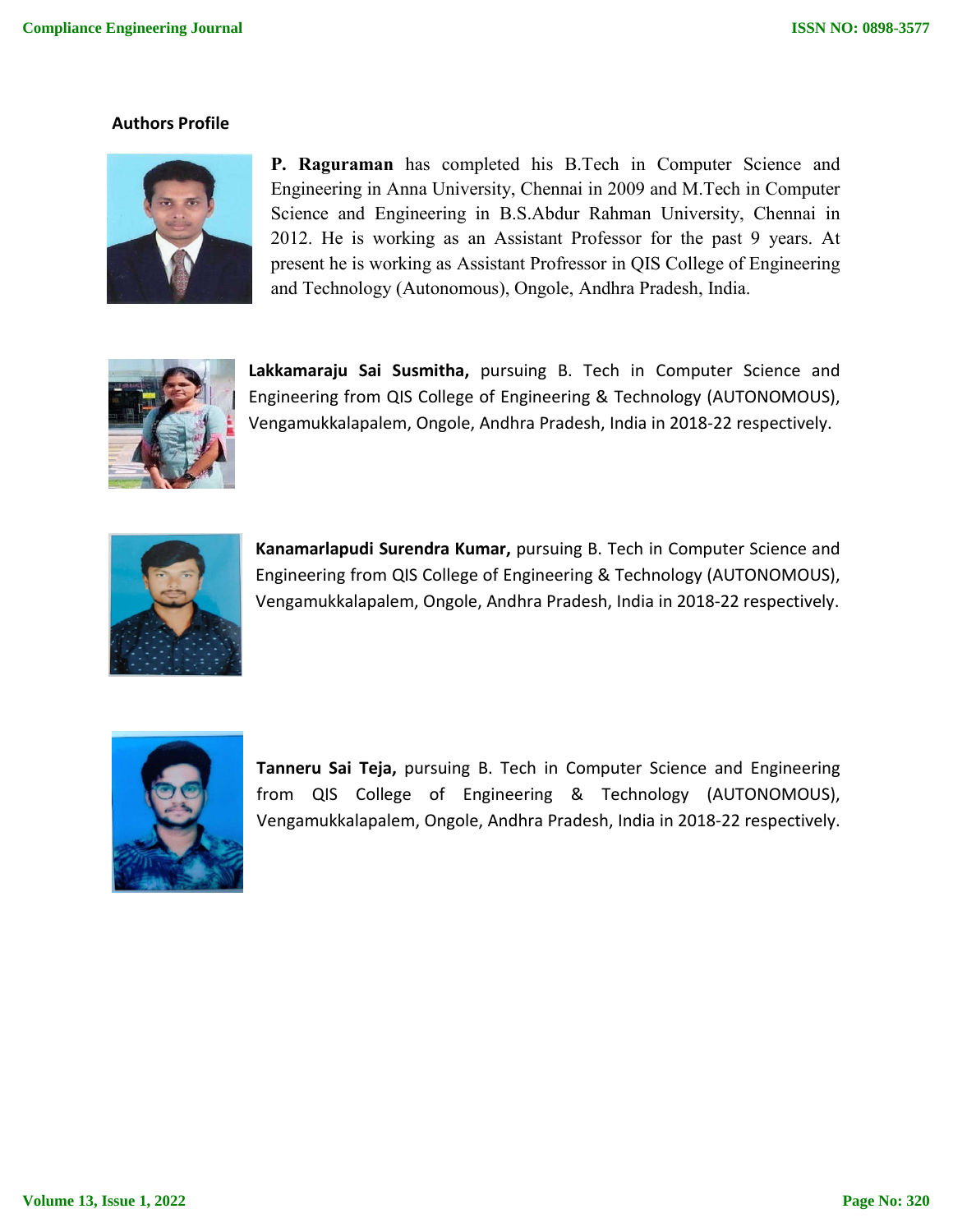**Authors Profile**

**P. Raguraman** has completed his B.Tech in Computer Science and Engineering in Anna University, Chennai in 2009 and M.Tech in Computer Science and Engineering in B.S.Abdur Rahman University, Chennai in 2012. He is working as an Assistant Professor for the past 9 years. At present he is working as Assistant Profressor in QIS College of Engineering and Technology (Autonomous), Ongole, Andhra Pradesh, India.

**Lakkamaraju Sai Susmitha,** pursuing B. Tech in Computer Science and Engineering from QIS College of Engineering & Technology (AUTONOMOUS), Vengamukkalapalem, Ongole, Andhra Pradesh, India in 2018-22 respectively.

**Kanamarlapudi Surendra Kumar,** pursuing B. Tech in Computer Science and Engineering from QIS College of Engineering & Technology (AUTONOMOUS), Vengamukkalapalem, Ongole, Andhra Pradesh, India in 2018-22 respectively.

**Tanneru Sai Teja,** pursuing B. Tech in Computer Science and Engineering from QIS College of Engineering & Technology (AUTONOMOUS), Vengamukkalapalem, Ongole, Andhra Pradesh, India in 2018-22 respectively.